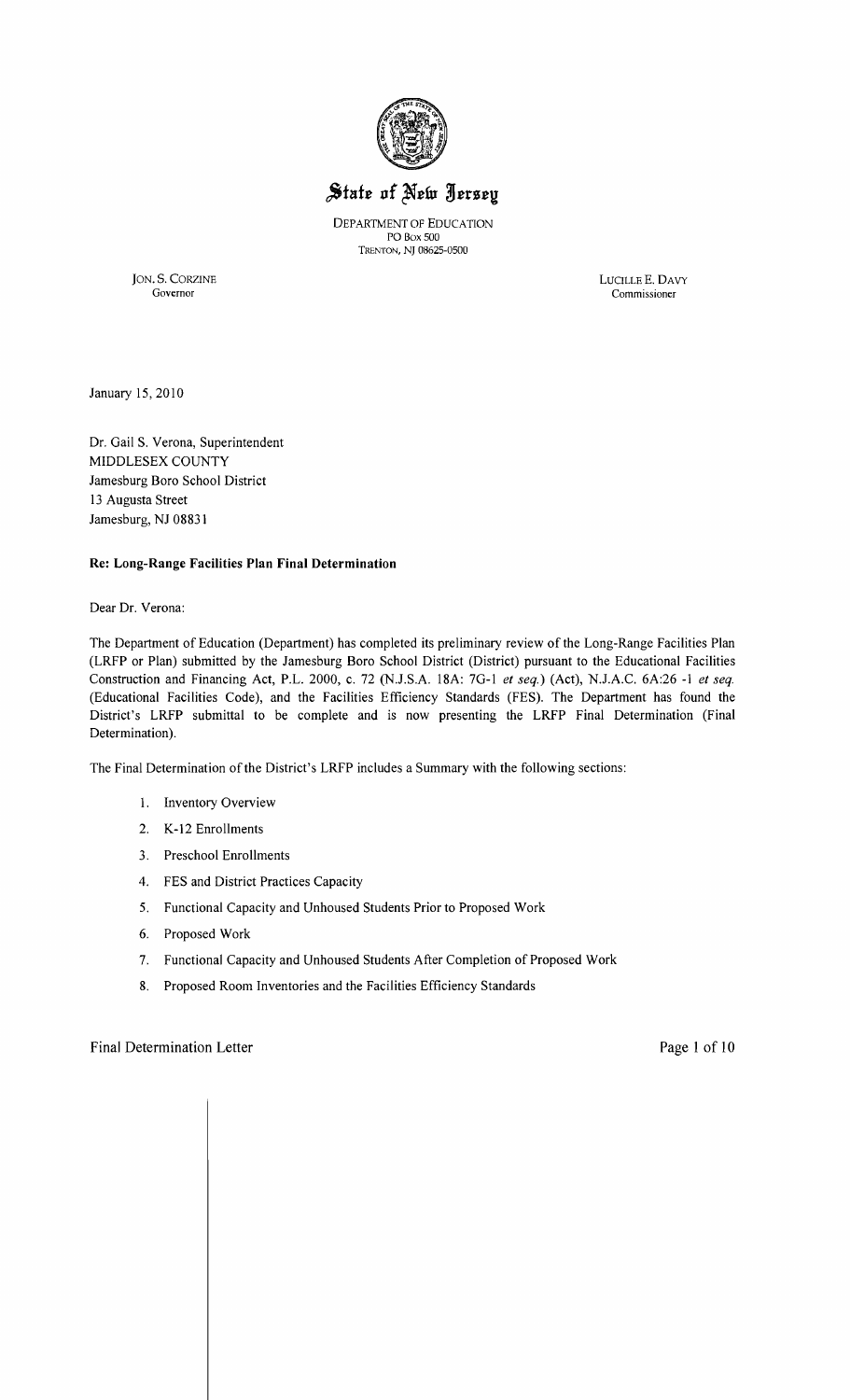# State of New Jersey

DEPARTMENT OF EDUCATION
PO Box 500
TRENTON, NJ 08625-0500

JON. S. CORZINE
Governor

LUCILLE E. DAVY
Commissioner

January 15, 2010

Dr. Gail S. Verona, Superintendent
MIDDLESEX COUNTY
Jamesburg Boro School District
13 Augusta Street
Jamesburg, NJ 08831

**Re: Long-Range Facilities Plan Final Determination**

Dear Dr. Verona:

The Department of Education (Department) has completed its preliminary review of the Long-Range Facilities Plan (LRFP or Plan) submitted by the Jamesburg Boro School District (District) pursuant to the Educational Facilities Construction and Financing Act, P.L. 2000, c. 72 (N.J.S.A. 18A: 7G-1 *et seq.*) (Act), N.J.A.C. 6A:26 -1 *et seq.* (Educational Facilities Code), and the Facilities Efficiency Standards (FES). The Department has found the District's LRFP submittal to be complete and is now presenting the LRFP Final Determination (Final Determination).

The Final Determination of the District's LRFP includes a Summary with the following sections:

1. Inventory Overview
2. K-12 Enrollments
3. Preschool Enrollments
4. FES and District Practices Capacity
5. Functional Capacity and Unhoused Students Prior to Proposed Work
6. Proposed Work
7. Functional Capacity and Unhoused Students After Completion of Proposed Work
8. Proposed Room Inventories and the Facilities Efficiency Standards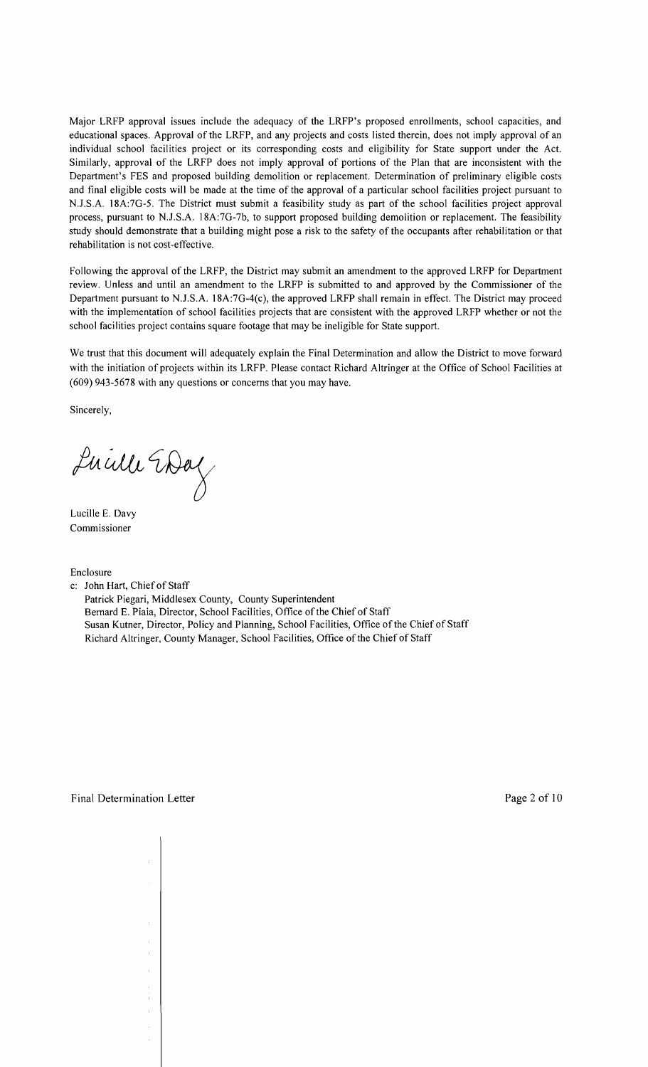Major LRFP approval issues include the adequacy of the LRFP's proposed enrollments, school capacities, and educational spaces. Approval of the LRFP, and any projects and costs listed therein, does not imply approval of an individual school facilities project or its corresponding costs and eligibility for State support under the Act. Similarly, approval of the LRFP does not imply approval of portions of the Plan that are inconsistent with the Department's FES and proposed building demolition or replacement. Determination of preliminary eligible costs and final eligible costs will be made at the time of the approval of a particular school facilities project pursuant to N.J.S.A. 18A:7G-5. The District must submit a feasibility study as part of the school facilities project approval process, pursuant to N.J.S.A. 18A:7G-7b, to support proposed building demolition or replacement. The feasibility study should demonstrate that a building might pose a risk to the safety of the occupants after rehabilitation or that rehabilitation is not cost-effective.

Following the approval of the LRFP, the District may submit an amendment to the approved LRFP for Department review. Unless and until an amendment to the LRFP is submitted to and approved by the Commissioner of the Department pursuant to N.J.S.A. 18A:7G-4(c), the approved LRFP shall remain in effect. The District may proceed with the implementation of school facilities projects that are consistent with the approved LRFP whether or not the school facilities project contains square footage that may be ineligible for State support.

We trust that this document will adequately explain the Final Determination and allow the District to move forward with the initiation of projects within its LRFP. Please contact Richard Altringer at the Office of School Facilities at (609) 943-5678 with any questions or concerns that you may have.

Sincerely,

Lucille E. Davy
Commissioner

Enclosure

c: John Hart, Chief of Staff
Patrick Piegari, Middlesex County, County Superintendent
Bernard E. Piaia, Director, School Facilities, Office of the Chief of Staff
Susan Kutner, Director, Policy and Planning, School Facilities, Office of the Chief of Staff
Richard Altringer, County Manager, School Facilities, Office of the Chief of Staff

Final Determination Letter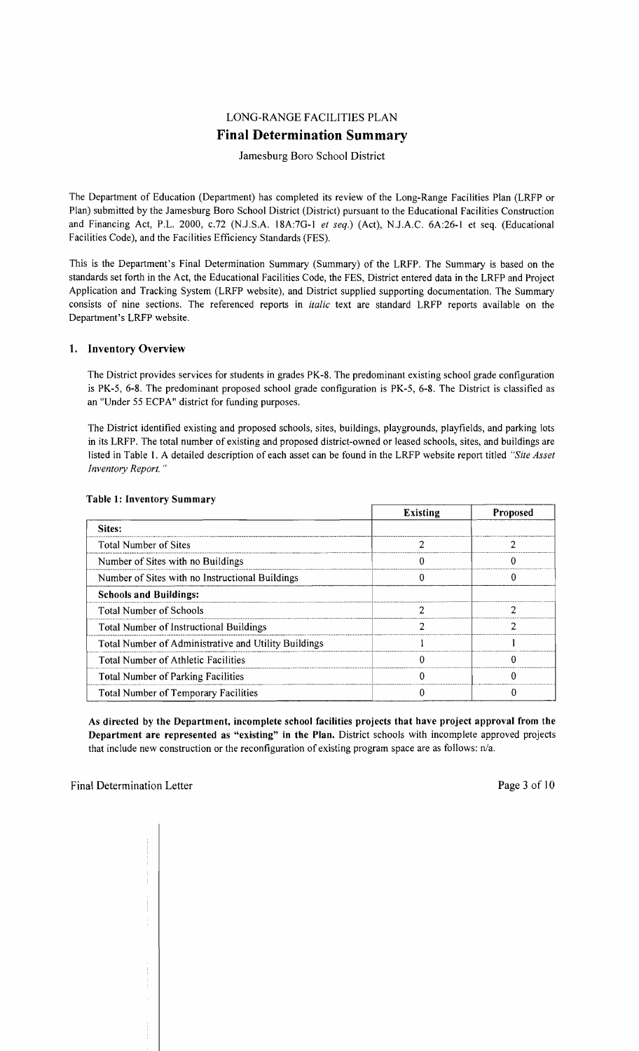# LONG-RANGE FACILITIES PLAN

## Final Determination Summary

Jamesburg Boro School District

The Department of Education (Department) has completed its review of the Long-Range Facilities Plan (LRFP or Plan) submitted by the Jamesburg Boro School District (District) pursuant to the Educational Facilities Construction and Financing Act, P.L. 2000, c.72 (N.J.S.A. 18A:7G-1 *et seq.*) (Act), N.J.A.C. 6A:26-1 et seq. (Educational Facilities Code), and the Facilities Efficiency Standards (FES).

This is the Department's Final Determination Summary (Summary) of the LRFP. The Summary is based on the standards set forth in the Act, the Educational Facilities Code, the FES, District entered data in the LRFP and Project Application and Tracking System (LRFP website), and District supplied supporting documentation. The Summary consists of nine sections. The referenced reports in *italic* text are standard LRFP reports available on the Department's LRFP website.

### 1. Inventory Overview

The District provides services for students in grades PK-8. The predominant existing school grade configuration is PK-5, 6-8. The predominant proposed school grade configuration is PK-5, 6-8. The District is classified as an "Under 55 ECPA" district for funding purposes.

The District identified existing and proposed schools, sites, buildings, playgrounds, playfields, and parking lots in its LRFP. The total number of existing and proposed district-owned or leased schools, sites, and buildings are listed in Table 1. A detailed description of each asset can be found in the LRFP website report titled *"Site Asset Inventory Report."*

**Table 1: Inventory Summary**

| | Existing | Proposed |
|---|---|---|
| **Sites:** | | |
| Total Number of Sites | 2 | 2 |
| Number of Sites with no Buildings | 0 | 0 |
| Number of Sites with no Instructional Buildings | 0 | 0 |
| **Schools and Buildings:** | | |
| Total Number of Schools | 2 | 2 |
| Total Number of Instructional Buildings | 2 | 2 |
| Total Number of Administrative and Utility Buildings | 1 | 1 |
| Total Number of Athletic Facilities | 0 | 0 |
| Total Number of Parking Facilities | 0 | 0 |
| Total Number of Temporary Facilities | 0 | 0 |

**As directed by the Department, incomplete school facilities projects that have project approval from the Department are represented as "existing" in the Plan.** District schools with incomplete approved projects that include new construction or the reconfiguration of existing program space are as follows: n/a.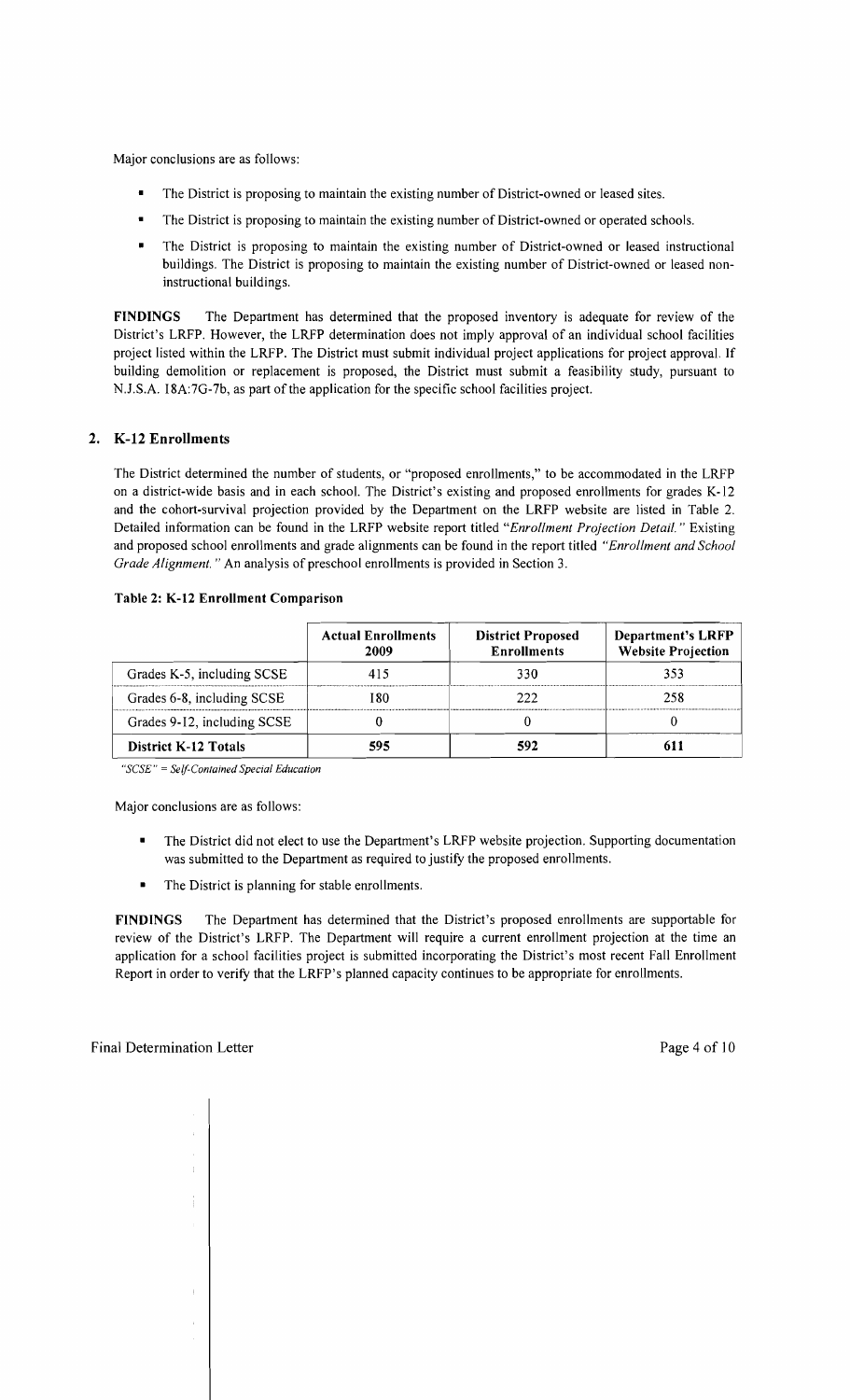Major conclusions are as follows:

- The District is proposing to maintain the existing number of District-owned or leased sites.
- The District is proposing to maintain the existing number of District-owned or operated schools.
- The District is proposing to maintain the existing number of District-owned or leased instructional buildings. The District is proposing to maintain the existing number of District-owned or leased non-instructional buildings.

**FINDINGS** The Department has determined that the proposed inventory is adequate for review of the District's LRFP. However, the LRFP determination does not imply approval of an individual school facilities project listed within the LRFP. The District must submit individual project applications for project approval. If building demolition or replacement is proposed, the District must submit a feasibility study, pursuant to N.J.S.A. 18A:7G-7b, as part of the application for the specific school facilities project.

## 2. K-12 Enrollments

The District determined the number of students, or "proposed enrollments," to be accommodated in the LRFP on a district-wide basis and in each school. The District's existing and proposed enrollments for grades K-12 and the cohort-survival projection provided by the Department on the LRFP website are listed in Table 2. Detailed information can be found in the LRFP website report titled *"Enrollment Projection Detail."* Existing and proposed school enrollments and grade alignments can be found in the report titled *"Enrollment and School Grade Alignment."* An analysis of preschool enrollments is provided in Section 3.

**Table 2: K-12 Enrollment Comparison**

| | Actual Enrollments 2009 | District Proposed Enrollments | Department's LRFP Website Projection |
|---|---|---|---|
| Grades K-5, including SCSE | 415 | 330 | 353 |
| Grades 6-8, including SCSE | 180 | 222 | 258 |
| Grades 9-12, including SCSE | 0 | 0 | 0 |
| **District K-12 Totals** | **595** | **592** | **611** |

*"SCSE" = Self-Contained Special Education*

Major conclusions are as follows:

- The District did not elect to use the Department's LRFP website projection. Supporting documentation was submitted to the Department as required to justify the proposed enrollments.
- The District is planning for stable enrollments.

**FINDINGS** The Department has determined that the District's proposed enrollments are supportable for review of the District's LRFP. The Department will require a current enrollment projection at the time an application for a school facilities project is submitted incorporating the District's most recent Fall Enrollment Report in order to verify that the LRFP's planned capacity continues to be appropriate for enrollments.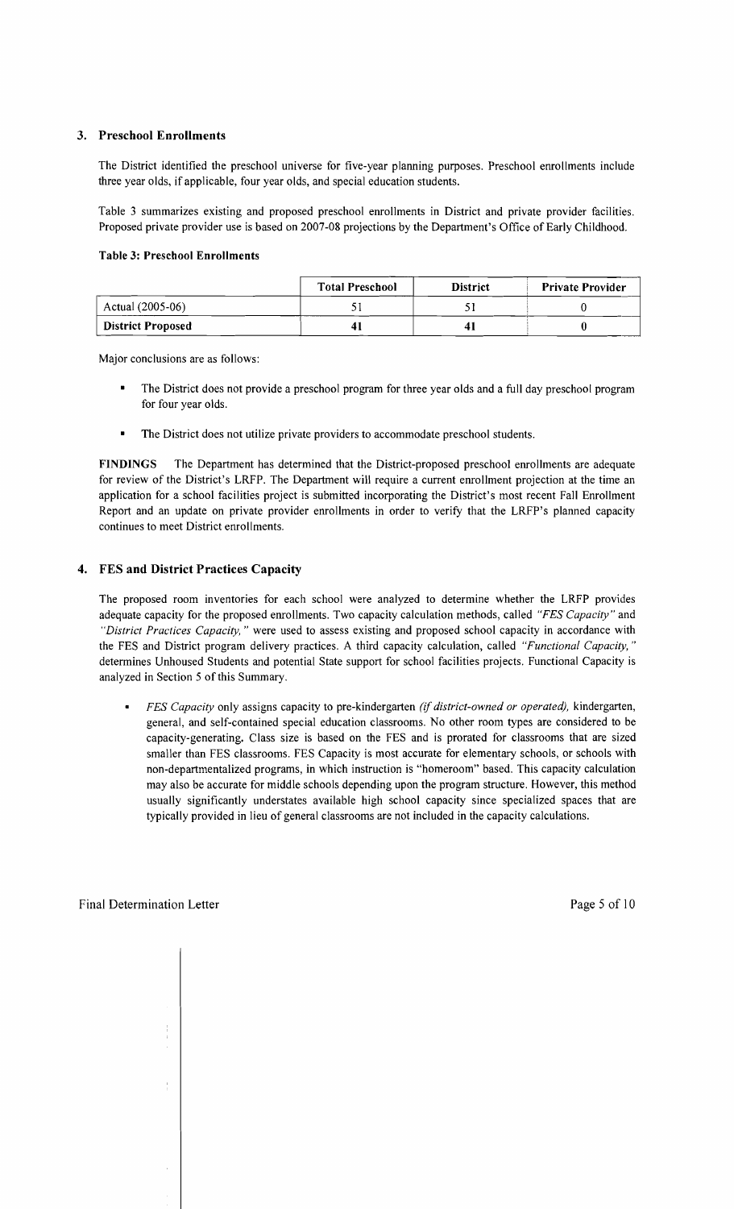## 3. Preschool Enrollments

The District identified the preschool universe for five-year planning purposes. Preschool enrollments include three year olds, if applicable, four year olds, and special education students.

Table 3 summarizes existing and proposed preschool enrollments in District and private provider facilities. Proposed private provider use is based on 2007-08 projections by the Department's Office of Early Childhood.

**Table 3: Preschool Enrollments**

| | Total Preschool | District | Private Provider |
|---|---|---|---|
| Actual (2005-06) | 51 | 51 | 0 |
| **District Proposed** | **41** | **41** | **0** |

Major conclusions are as follows:

- The District does not provide a preschool program for three year olds and a full day preschool program for four year olds.
- The District does not utilize private providers to accommodate preschool students.

**FINDINGS** The Department has determined that the District-proposed preschool enrollments are adequate for review of the District's LRFP. The Department will require a current enrollment projection at the time an application for a school facilities project is submitted incorporating the District's most recent Fall Enrollment Report and an update on private provider enrollments in order to verify that the LRFP's planned capacity continues to meet District enrollments.

## 4. FES and District Practices Capacity

The proposed room inventories for each school were analyzed to determine whether the LRFP provides adequate capacity for the proposed enrollments. Two capacity calculation methods, called *"FES Capacity"* and *"District Practices Capacity,"* were used to assess existing and proposed school capacity in accordance with the FES and District program delivery practices. A third capacity calculation, called *"Functional Capacity,"* determines Unhoused Students and potential State support for school facilities projects. Functional Capacity is analyzed in Section 5 of this Summary.

- *FES Capacity* only assigns capacity to pre-kindergarten *(if district-owned or operated),* kindergarten, general, and self-contained special education classrooms. No other room types are considered to be capacity-generating. Class size is based on the FES and is prorated for classrooms that are sized smaller than FES classrooms. FES Capacity is most accurate for elementary schools, or schools with non-departmentalized programs, in which instruction is "homeroom" based. This capacity calculation may also be accurate for middle schools depending upon the program structure. However, this method usually significantly understates available high school capacity since specialized spaces that are typically provided in lieu of general classrooms are not included in the capacity calculations.

Final Determination Letter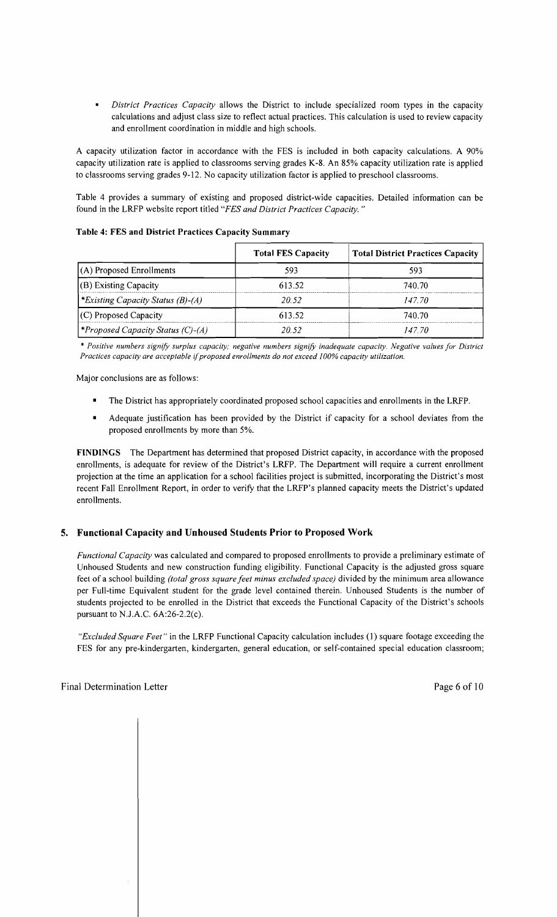- *District Practices Capacity* allows the District to include specialized room types in the capacity calculations and adjust class size to reflect actual practices. This calculation is used to review capacity and enrollment coordination in middle and high schools.

A capacity utilization factor in accordance with the FES is included in both capacity calculations. A 90% capacity utilization rate is applied to classrooms serving grades K-8. An 85% capacity utilization rate is applied to classrooms serving grades 9-12. No capacity utilization factor is applied to preschool classrooms.

Table 4 provides a summary of existing and proposed district-wide capacities. Detailed information can be found in the LRFP website report titled "*FES and District Practices Capacity.*"

**Table 4: FES and District Practices Capacity Summary**

| | Total FES Capacity | Total District Practices Capacity |
|---|---|---|
| (A) Proposed Enrollments | 593 | 593 |
| (B) Existing Capacity | 613.52 | 740.70 |
| **Existing Capacity Status (B)-(A)* | *20.52* | *147.70* |
| (C) Proposed Capacity | 613.52 | 740.70 |
| **Proposed Capacity Status (C)-(A)* | *20.52* | *147.70* |

*\* Positive numbers signify surplus capacity; negative numbers signify inadequate capacity. Negative values for District Practices capacity are acceptable if proposed enrollments do not exceed 100% capacity utilization.*

Major conclusions are as follows:

- The District has appropriately coordinated proposed school capacities and enrollments in the LRFP.
- Adequate justification has been provided by the District if capacity for a school deviates from the proposed enrollments by more than 5%.

**FINDINGS** The Department has determined that proposed District capacity, in accordance with the proposed enrollments, is adequate for review of the District's LRFP. The Department will require a current enrollment projection at the time an application for a school facilities project is submitted, incorporating the District's most recent Fall Enrollment Report, in order to verify that the LRFP's planned capacity meets the District's updated enrollments.

## 5. Functional Capacity and Unhoused Students Prior to Proposed Work

*Functional Capacity* was calculated and compared to proposed enrollments to provide a preliminary estimate of Unhoused Students and new construction funding eligibility. Functional Capacity is the adjusted gross square feet of a school building *(total gross square feet minus excluded space)* divided by the minimum area allowance per Full-time Equivalent student for the grade level contained therein. Unhoused Students is the number of students projected to be enrolled in the District that exceeds the Functional Capacity of the District's schools pursuant to N.J.A.C. 6A:26-2.2(c).

*"Excluded Square Feet"* in the LRFP Functional Capacity calculation includes (1) square footage exceeding the FES for any pre-kindergarten, kindergarten, general education, or self-contained special education classroom;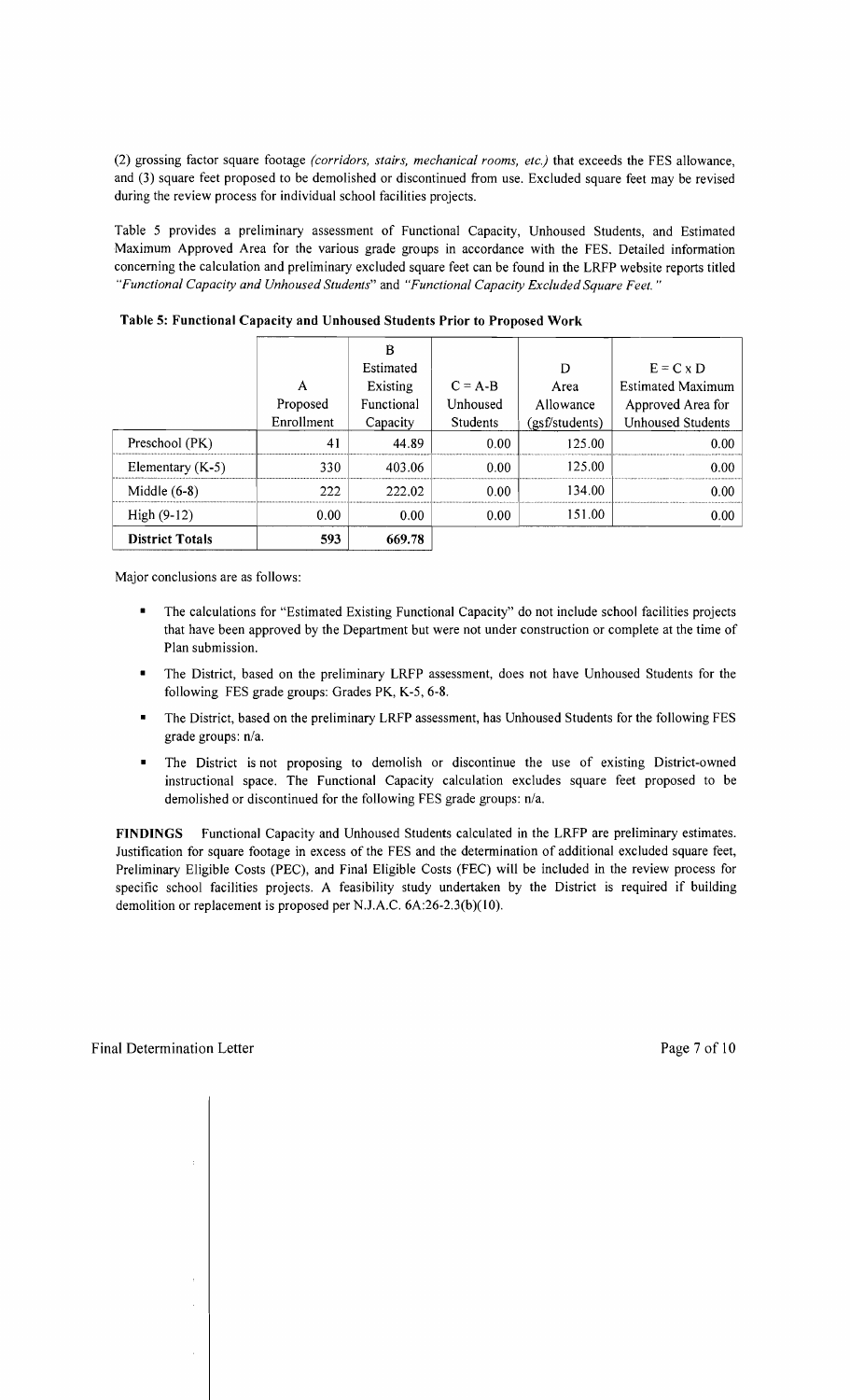(2) grossing factor square footage *(corridors, stairs, mechanical rooms, etc.)* that exceeds the FES allowance, and (3) square feet proposed to be demolished or discontinued from use. Excluded square feet may be revised during the review process for individual school facilities projects.

Table 5 provides a preliminary assessment of Functional Capacity, Unhoused Students, and Estimated Maximum Approved Area for the various grade groups in accordance with the FES. Detailed information concerning the calculation and preliminary excluded square feet can be found in the LRFP website reports titled *"Functional Capacity and Unhoused Students"* and *"Functional Capacity Excluded Square Feet."*

**Table 5: Functional Capacity and Unhoused Students Prior to Proposed Work**

| | A Proposed Enrollment | B Estimated Existing Functional Capacity | C = A-B Unhoused Students | D Area Allowance (gsf/students) | E = C x D Estimated Maximum Approved Area for Unhoused Students |
|---|---|---|---|---|---|
| Preschool (PK) | 41 | 44.89 | 0.00 | 125.00 | 0.00 |
| Elementary (K-5) | 330 | 403.06 | 0.00 | 125.00 | 0.00 |
| Middle (6-8) | 222 | 222.02 | 0.00 | 134.00 | 0.00 |
| High (9-12) | 0.00 | 0.00 | 0.00 | 151.00 | 0.00 |
| **District Totals** | 593 | 669.78 | | | |

Major conclusions are as follows:

- The calculations for "Estimated Existing Functional Capacity" do not include school facilities projects that have been approved by the Department but were not under construction or complete at the time of Plan submission.
- The District, based on the preliminary LRFP assessment, does not have Unhoused Students for the following FES grade groups: Grades PK, K-5, 6-8.
- The District, based on the preliminary LRFP assessment, has Unhoused Students for the following FES grade groups: n/a.
- The District is not proposing to demolish or discontinue the use of existing District-owned instructional space. The Functional Capacity calculation excludes square feet proposed to be demolished or discontinued for the following FES grade groups: n/a.

**FINDINGS** Functional Capacity and Unhoused Students calculated in the LRFP are preliminary estimates. Justification for square footage in excess of the FES and the determination of additional excluded square feet, Preliminary Eligible Costs (PEC), and Final Eligible Costs (FEC) will be included in the review process for specific school facilities projects. A feasibility study undertaken by the District is required if building demolition or replacement is proposed per N.J.A.C. 6A:26-2.3(b)(10).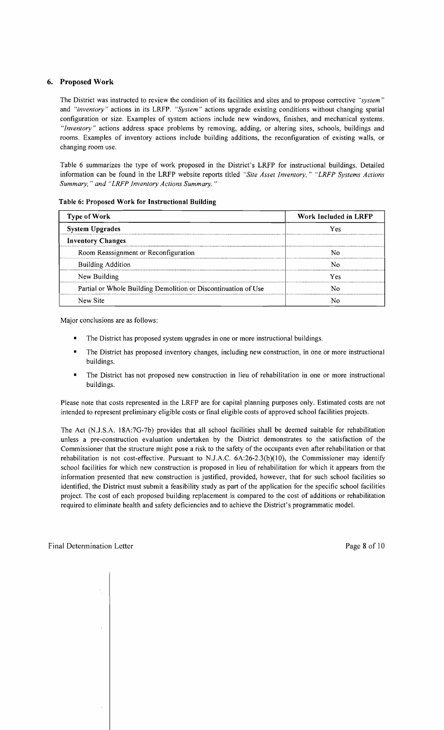## 6. Proposed Work

The District was instructed to review the condition of its facilities and sites and to propose corrective *"system"* and *"inventory"* actions in its LRFP. *"System"* actions upgrade existing conditions without changing spatial configuration or size. Examples of system actions include new windows, finishes, and mechanical systems. *"Inventory"* actions address space problems by removing, adding, or altering sites, schools, buildings and rooms. Examples of inventory actions include building additions, the reconfiguration of existing walls, or changing room use.

Table 6 summarizes the type of work proposed in the District's LRFP for instructional buildings. Detailed information can be found in the LRFP website reports titled *"Site Asset Inventory," "LRFP Systems Actions Summary," and "LRFP Inventory Actions Summary."*

**Table 6: Proposed Work for Instructional Building**

| Type of Work | Work Included in LRFP |
|---|---|
| **System Upgrades** | Yes |
| **Inventory Changes** | |
| Room Reassignment or Reconfiguration | No |
| Building Addition | No |
| New Building | Yes |
| Partial or Whole Building Demolition or Discontinuation of Use | No |
| New Site | No |

Major conclusions are as follows:

- The District has proposed system upgrades in one or more instructional buildings.
- The District has proposed inventory changes, including new construction, in one or more instructional buildings.
- The District has not proposed new construction in lieu of rehabilitation in one or more instructional buildings.

Please note that costs represented in the LRFP are for capital planning purposes only. Estimated costs are not intended to represent preliminary eligible costs or final eligible costs of approved school facilities projects.

The Act (N.J.S.A. 18A:7G-7b) provides that all school facilities shall be deemed suitable for rehabilitation unless a pre-construction evaluation undertaken by the District demonstrates to the satisfaction of the Commissioner that the structure might pose a risk to the safety of the occupants even after rehabilitation or that rehabilitation is not cost-effective. Pursuant to N.J.A.C. 6A:26-2.3(b)(10), the Commissioner may identify school facilities for which new construction is proposed in lieu of rehabilitation for which it appears from the information presented that new construction is justified, provided, however, that for such school facilities so identified, the District must submit a feasibility study as part of the application for the specific school facilities project. The cost of each proposed building replacement is compared to the cost of additions or rehabilitation required to eliminate health and safety deficiencies and to achieve the District's programmatic model.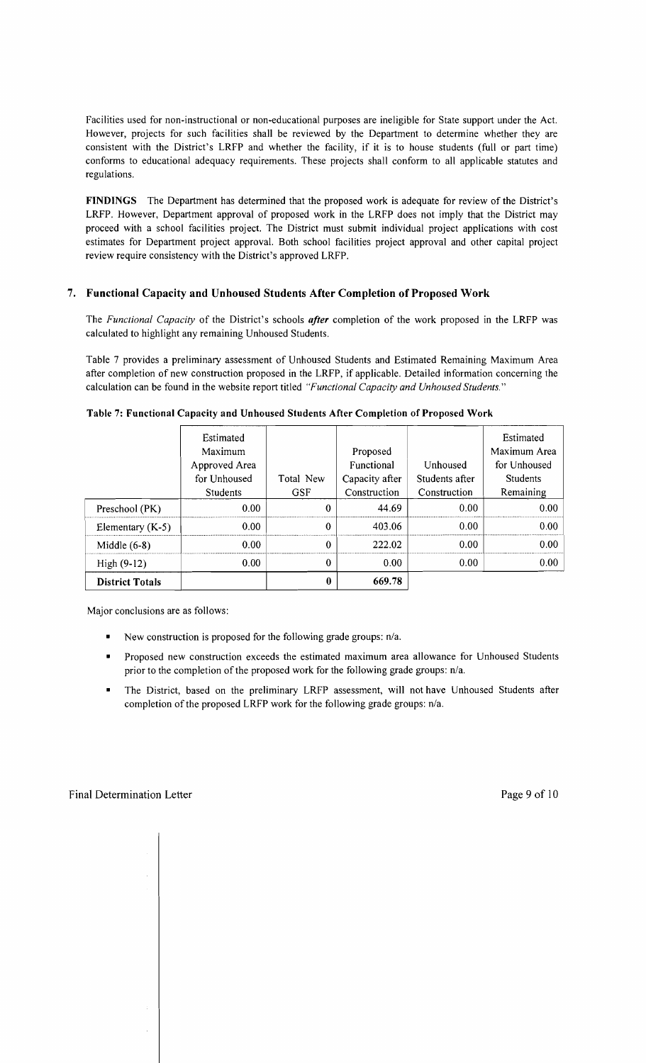Facilities used for non-instructional or non-educational purposes are ineligible for State support under the Act. However, projects for such facilities shall be reviewed by the Department to determine whether they are consistent with the District's LRFP and whether the facility, if it is to house students (full or part time) conforms to educational adequacy requirements. These projects shall conform to all applicable statutes and regulations.

**FINDINGS** The Department has determined that the proposed work is adequate for review of the District's LRFP. However, Department approval of proposed work in the LRFP does not imply that the District may proceed with a school facilities project. The District must submit individual project applications with cost estimates for Department project approval. Both school facilities project approval and other capital project review require consistency with the District's approved LRFP.

## 7. Functional Capacity and Unhoused Students After Completion of Proposed Work

The *Functional Capacity* of the District's schools ***after*** completion of the work proposed in the LRFP was calculated to highlight any remaining Unhoused Students.

Table 7 provides a preliminary assessment of Unhoused Students and Estimated Remaining Maximum Area after completion of new construction proposed in the LRFP, if applicable. Detailed information concerning the calculation can be found in the website report titled *"Functional Capacity and Unhoused Students."*

**Table 7: Functional Capacity and Unhoused Students After Completion of Proposed Work**

| | Estimated Maximum Approved Area for Unhoused Students | Total New GSF | Proposed Functional Capacity after Construction | Unhoused Students after Construction | Estimated Maximum Area for Unhoused Students Remaining |
|---|---|---|---|---|---|
| Preschool (PK) | 0.00 | 0 | 44.69 | 0.00 | 0.00 |
| Elementary (K-5) | 0.00 | 0 | 403.06 | 0.00 | 0.00 |
| Middle (6-8) | 0.00 | 0 | 222.02 | 0.00 | 0.00 |
| High (9-12) | 0.00 | 0 | 0.00 | 0.00 | 0.00 |
| **District Totals** | | **0** | **669.78** | | |

Major conclusions are as follows:

- New construction is proposed for the following grade groups: n/a.
- Proposed new construction exceeds the estimated maximum area allowance for Unhoused Students prior to the completion of the proposed work for the following grade groups: n/a.
- The District, based on the preliminary LRFP assessment, will not have Unhoused Students after completion of the proposed LRFP work for the following grade groups: n/a.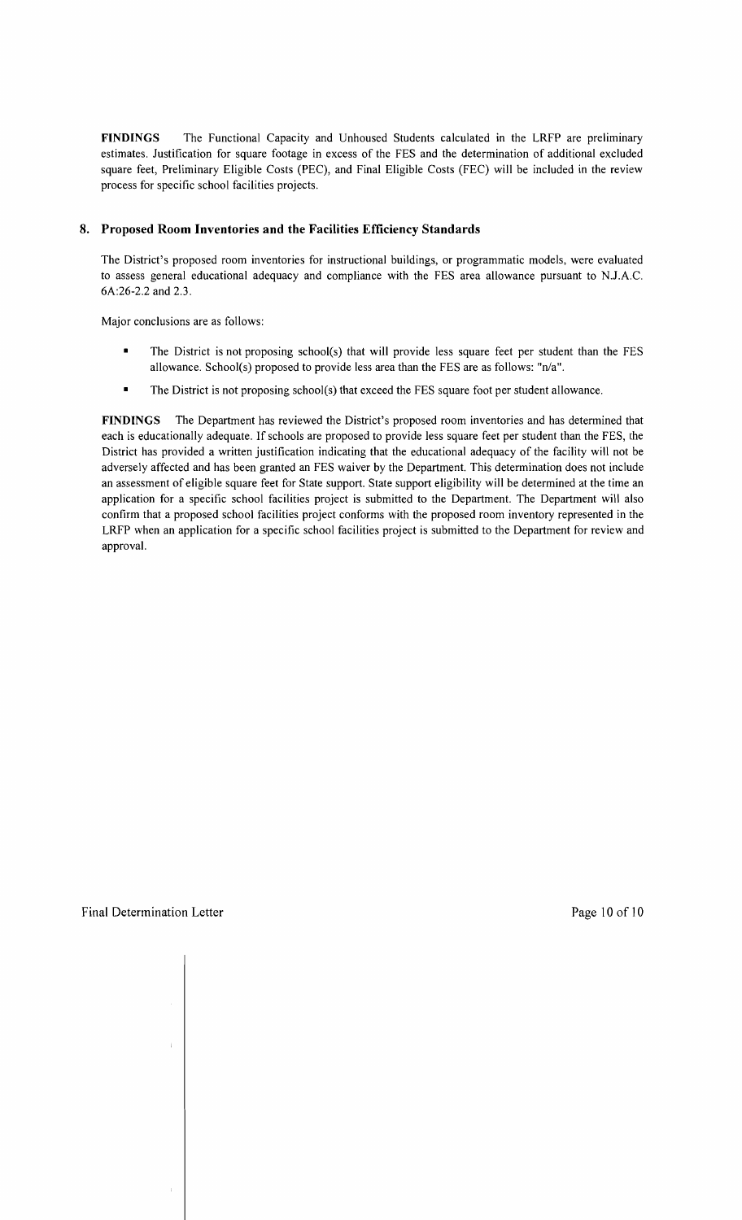**FINDINGS** The Functional Capacity and Unhoused Students calculated in the LRFP are preliminary estimates. Justification for square footage in excess of the FES and the determination of additional excluded square feet, Preliminary Eligible Costs (PEC), and Final Eligible Costs (FEC) will be included in the review process for specific school facilities projects.

## 8. Proposed Room Inventories and the Facilities Efficiency Standards

The District's proposed room inventories for instructional buildings, or programmatic models, were evaluated to assess general educational adequacy and compliance with the FES area allowance pursuant to N.J.A.C. 6A:26-2.2 and 2.3.

Major conclusions are as follows:

- The District is not proposing school(s) that will provide less square feet per student than the FES allowance. School(s) proposed to provide less area than the FES are as follows: "n/a".
- The District is not proposing school(s) that exceed the FES square foot per student allowance.

**FINDINGS** The Department has reviewed the District's proposed room inventories and has determined that each is educationally adequate. If schools are proposed to provide less square feet per student than the FES, the District has provided a written justification indicating that the educational adequacy of the facility will not be adversely affected and has been granted an FES waiver by the Department. This determination does not include an assessment of eligible square feet for State support. State support eligibility will be determined at the time an application for a specific school facilities project is submitted to the Department. The Department will also confirm that a proposed school facilities project conforms with the proposed room inventory represented in the LRFP when an application for a specific school facilities project is submitted to the Department for review and approval.